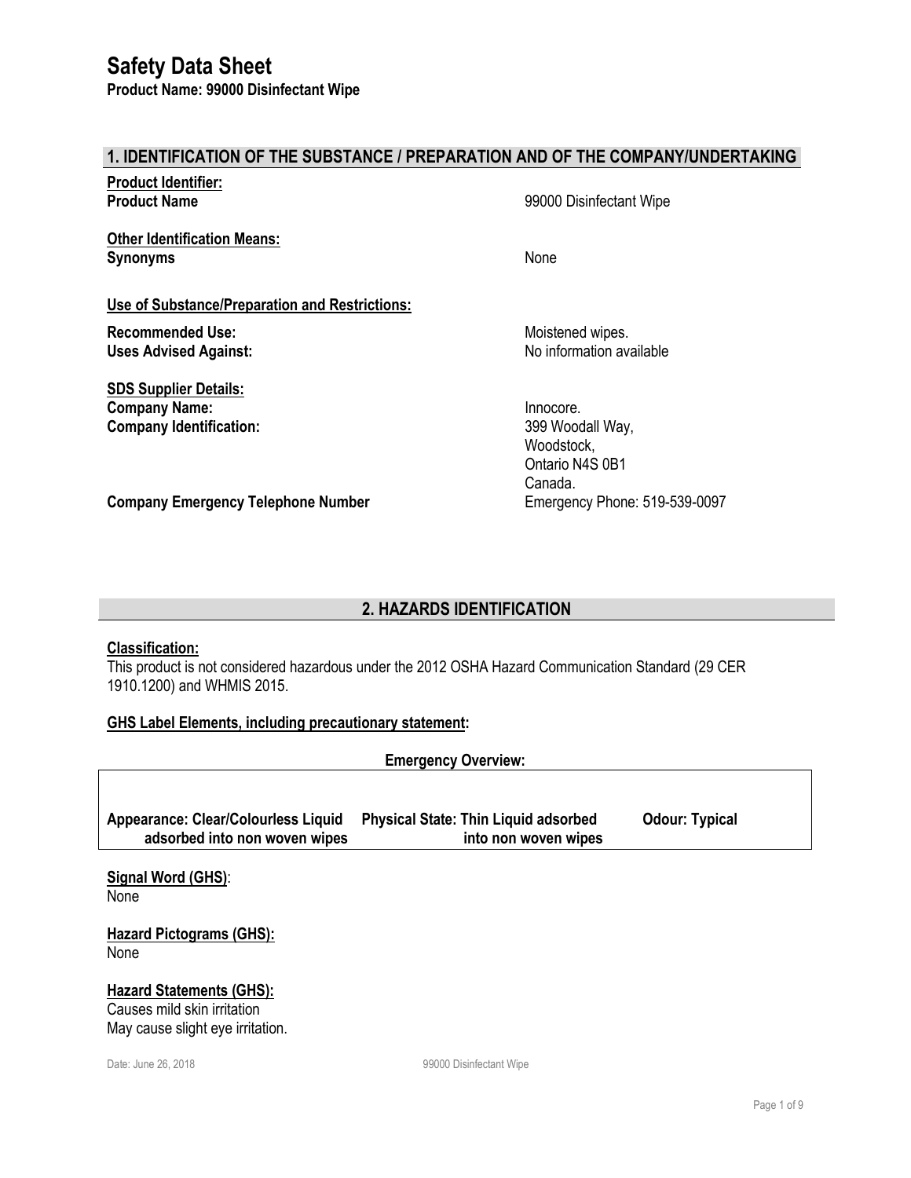# Safety Data Sheet

**Product Name: 99000 Disinfectant Wipe**

## 1. IDENTIFICATION OF THE SUBSTANCE / PREPARATION AND OF THE COMPANY/UNDERTAKING

**Product Identifier:**

**Product Name** 99000 Disinfectant Wipe

**Other Identification Means:**

**Synonyms** None

**Use of Substance/Preparation and Restrictions:**

**Recommended Use:** Moistened wipes.

**Uses Advised Against:** No information available

**SDS Supplier Details:**

**Company Name:** Innocore.

**Company Identification:** 399 Woodall Way,
Woodstock,
Ontario N4S 0B1
Canada.

**Company Emergency Telephone Number** Emergency Phone: 519-539-0097

## 2. HAZARDS IDENTIFICATION

**Classification:**

This product is not considered hazardous under the 2012 OSHA Hazard Communication Standard (29 CER 1910.1200) and WHMIS 2015.

**GHS Label Elements, including precautionary statement:**

**Emergency Overview:**

| Appearance: Clear/Colourless Liquid adsorbed into non woven wipes | Physical State: Thin Liquid adsorbed into non woven wipes | Odour: Typical |
|---|---|---|

**Signal Word (GHS)**:
None

**Hazard Pictograms (GHS):**
None

**Hazard Statements (GHS):**
Causes mild skin irritation
May cause slight eye irritation.

Date: June 26, 2018 99000 Disinfectant Wipe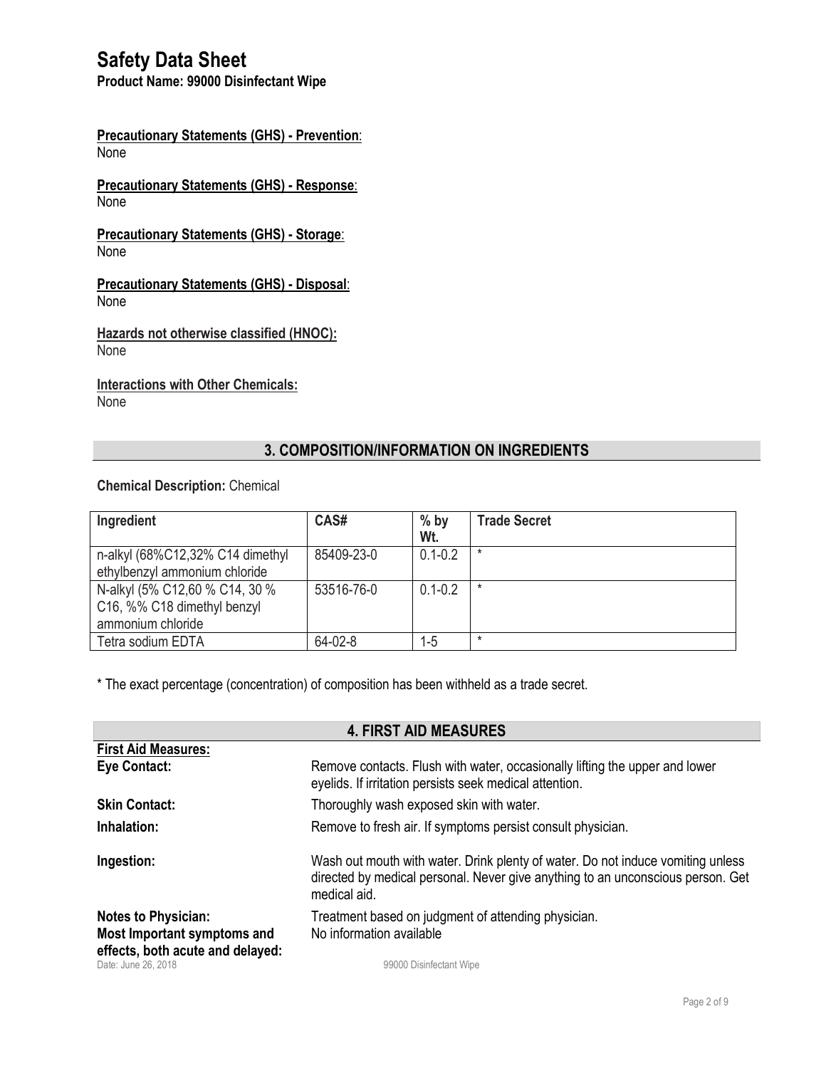# Safety Data Sheet

**Product Name: 99000 Disinfectant Wipe**

**Precautionary Statements (GHS) - Prevention**:
None

**Precautionary Statements (GHS) - Response**:
None

**Precautionary Statements (GHS) - Storage**:
None

**Precautionary Statements (GHS) - Disposal**:
None

**Hazards not otherwise classified (HNOC):**
None

**Interactions with Other Chemicals:**
None

## 3. COMPOSITION/INFORMATION ON INGREDIENTS

**Chemical Description:** Chemical

| Ingredient | CAS# | % by Wt. | Trade Secret |
|---|---|---|---|
| n-alkyl (68%C12,32% C14 dimethyl ethylbenzyl ammonium chloride | 85409-23-0 | 0.1-0.2 | * |
| N-alkyl (5% C12,60 % C14, 30 % C16, %% C18 dimethyl benzyl ammonium chloride | 53516-76-0 | 0.1-0.2 | * |
| Tetra sodium EDTA | 64-02-8 | 1-5 | * |

* The exact percentage (concentration) of composition has been withheld as a trade secret.

## 4. FIRST AID MEASURES

**First Aid Measures:**

**Eye Contact:** Remove contacts. Flush with water, occasionally lifting the upper and lower eyelids. If irritation persists seek medical attention.

**Skin Contact:** Thoroughly wash exposed skin with water.

**Inhalation:** Remove to fresh air. If symptoms persist consult physician.

**Ingestion:** Wash out mouth with water. Drink plenty of water. Do not induce vomiting unless directed by medical personal. Never give anything to an unconscious person. Get medical aid.

**Notes to Physician:** Treatment based on judgment of attending physician.

**Most Important symptoms and effects, both acute and delayed:** No information available

Date: June 26, 2018 99000 Disinfectant Wipe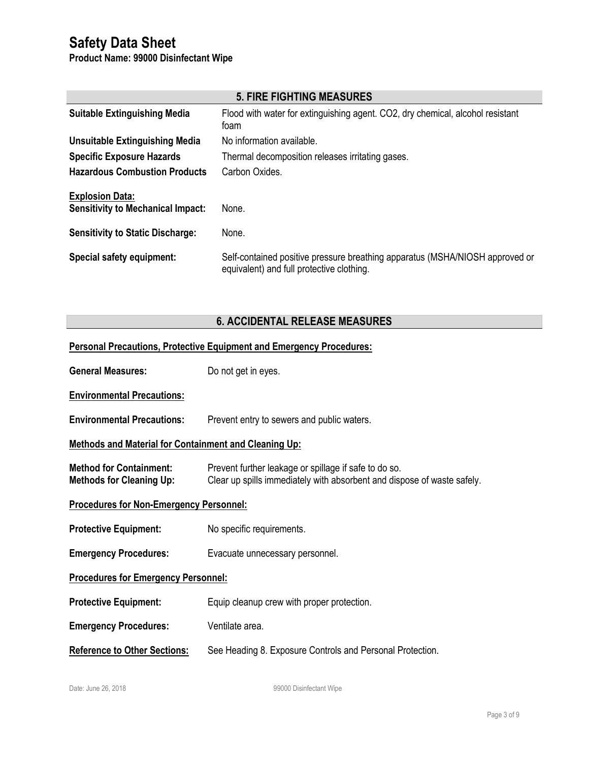# Safety Data Sheet

**Product Name: 99000 Disinfectant Wipe**

## 5. FIRE FIGHTING MEASURES

| | |
|---|---|
| **Suitable Extinguishing Media** | Flood with water for extinguishing agent. CO2, dry chemical, alcohol resistant foam |
| **Unsuitable Extinguishing Media** | No information available. |
| **Specific Exposure Hazards** | Thermal decomposition releases irritating gases. |
| **Hazardous Combustion Products** | Carbon Oxides. |

**Explosion Data:**

**Sensitivity to Mechanical Impact:** None.

**Sensitivity to Static Discharge:** None.

**Special safety equipment:** Self-contained positive pressure breathing apparatus (MSHA/NIOSH approved or equivalent) and full protective clothing.

## 6. ACCIDENTAL RELEASE MEASURES

**Personal Precautions, Protective Equipment and Emergency Procedures:**

**General Measures:** Do not get in eyes.

**Environmental Precautions:**

**Environmental Precautions:** Prevent entry to sewers and public waters.

**Methods and Material for Containment and Cleaning Up:**

**Method for Containment:** Prevent further leakage or spillage if safe to do so.
**Methods for Cleaning Up:** Clear up spills immediately with absorbent and dispose of waste safely.

**Procedures for Non-Emergency Personnel:**

**Protective Equipment:** No specific requirements.

**Emergency Procedures:** Evacuate unnecessary personnel.

**Procedures for Emergency Personnel:**

**Protective Equipment:** Equip cleanup crew with proper protection.

**Emergency Procedures:** Ventilate area.

**Reference to Other Sections:** See Heading 8. Exposure Controls and Personal Protection.

Date: June 26, 2018 99000 Disinfectant Wipe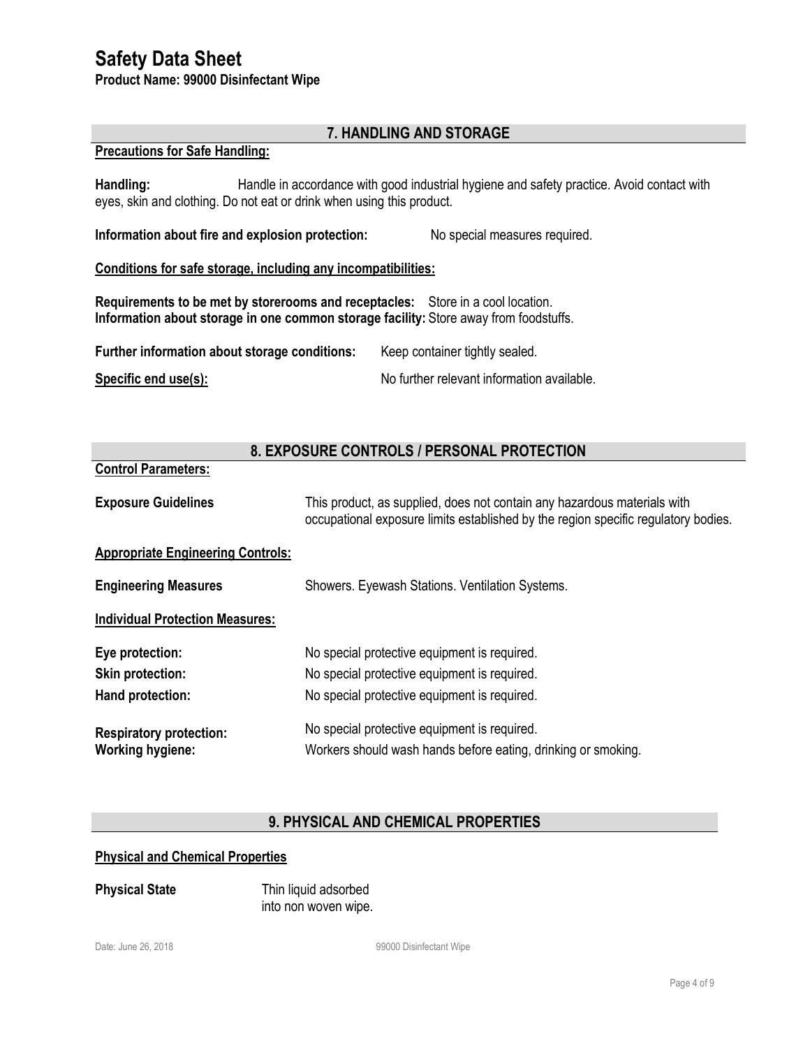# Safety Data Sheet

**Product Name: 99000 Disinfectant Wipe**

## 7. HANDLING AND STORAGE

**Precautions for Safe Handling:**

**Handling:** Handle in accordance with good industrial hygiene and safety practice. Avoid contact with eyes, skin and clothing. Do not eat or drink when using this product.

**Information about fire and explosion protection:** No special measures required.

**Conditions for safe storage, including any incompatibilities:**

**Requirements to be met by storerooms and receptacles:** Store in a cool location.
**Information about storage in one common storage facility:** Store away from foodstuffs.

**Further information about storage conditions:** Keep container tightly sealed.

**Specific end use(s):** No further relevant information available.

## 8. EXPOSURE CONTROLS / PERSONAL PROTECTION

**Control Parameters:**

**Exposure Guidelines** This product, as supplied, does not contain any hazardous materials with occupational exposure limits established by the region specific regulatory bodies.

**Appropriate Engineering Controls:**

**Engineering Measures** Showers. Eyewash Stations. Ventilation Systems.

**Individual Protection Measures:**

**Eye protection:** No special protective equipment is required.
**Skin protection:** No special protective equipment is required.
**Hand protection:** No special protective equipment is required.

**Respiratory protection:** No special protective equipment is required.
**Working hygiene:** Workers should wash hands before eating, drinking or smoking.

## 9. PHYSICAL AND CHEMICAL PROPERTIES

**Physical and Chemical Properties**

**Physical State** Thin liquid adsorbed into non woven wipe.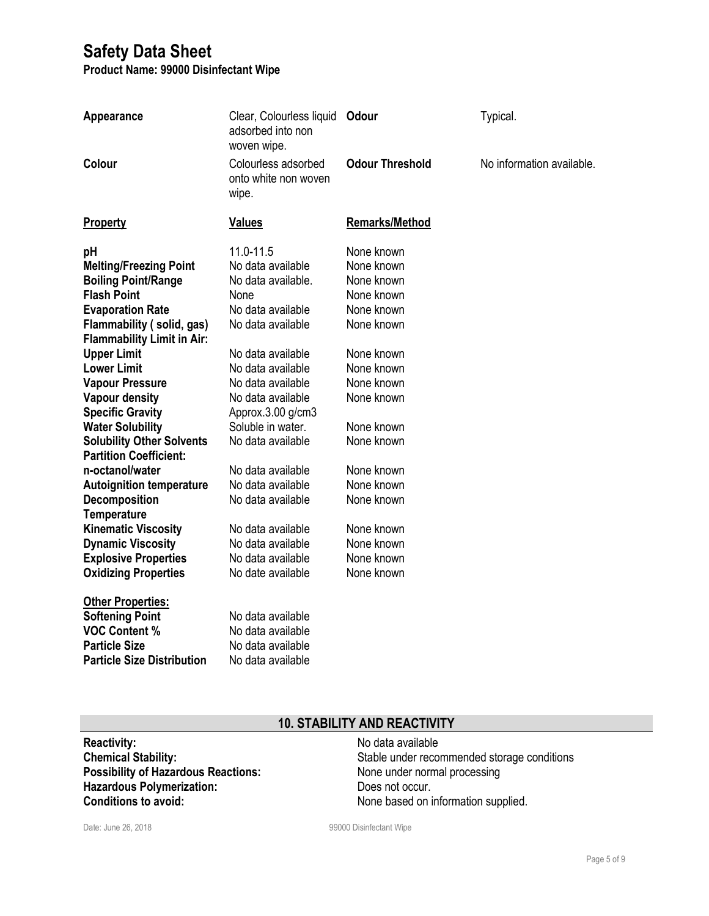# Safety Data Sheet

**Product Name: 99000 Disinfectant Wipe**

| | | | |
|---|---|---|---|
| **Appearance** | Clear, Colourless liquid adsorbed into non woven wipe. | **Odour** | Typical. |
| **Colour** | Colourless adsorbed onto white non woven wipe. | **Odour Threshold** | No information available. |

| **Property** | **Values** | **Remarks/Method** |
|---|---|---|
| **pH** | 11.0-11.5 | None known |
| **Melting/Freezing Point** | No data available | None known |
| **Boiling Point/Range** | No data available. | None known |
| **Flash Point** | None | None known |
| **Evaporation Rate** | No data available | None known |
| **Flammability ( solid, gas)** | No data available | None known |
| **Flammability Limit in Air:** | | |
| **Upper Limit** | No data available | None known |
| **Lower Limit** | No data available | None known |
| **Vapour Pressure** | No data available | None known |
| **Vapour density** | No data available | None known |
| **Specific Gravity** | Approx.3.00 g/cm3 | |
| **Water Solubility** | Soluble in water. | None known |
| **Solubility Other Solvents** | No data available | None known |
| **Partition Coefficient:** | | |
| **n-octanol/water** | No data available | None known |
| **Autoignition temperature** | No data available | None known |
| **Decomposition Temperature** | No data available | None known |
| **Kinematic Viscosity** | No data available | None known |
| **Dynamic Viscosity** | No data available | None known |
| **Explosive Properties** | No data available | None known |
| **Oxidizing Properties** | No date available | None known |

**Other Properties:**

| | |
|---|---|
| **Softening Point** | No data available |
| **VOC Content %** | No data available |
| **Particle Size** | No data available |
| **Particle Size Distribution** | No data available |

## 10. STABILITY AND REACTIVITY

| | |
|---|---|
| **Reactivity:** | No data available |
| **Chemical Stability:** | Stable under recommended storage conditions |
| **Possibility of Hazardous Reactions:** | None under normal processing |
| **Hazardous Polymerization:** | Does not occur. |
| **Conditions to avoid:** | None based on information supplied. |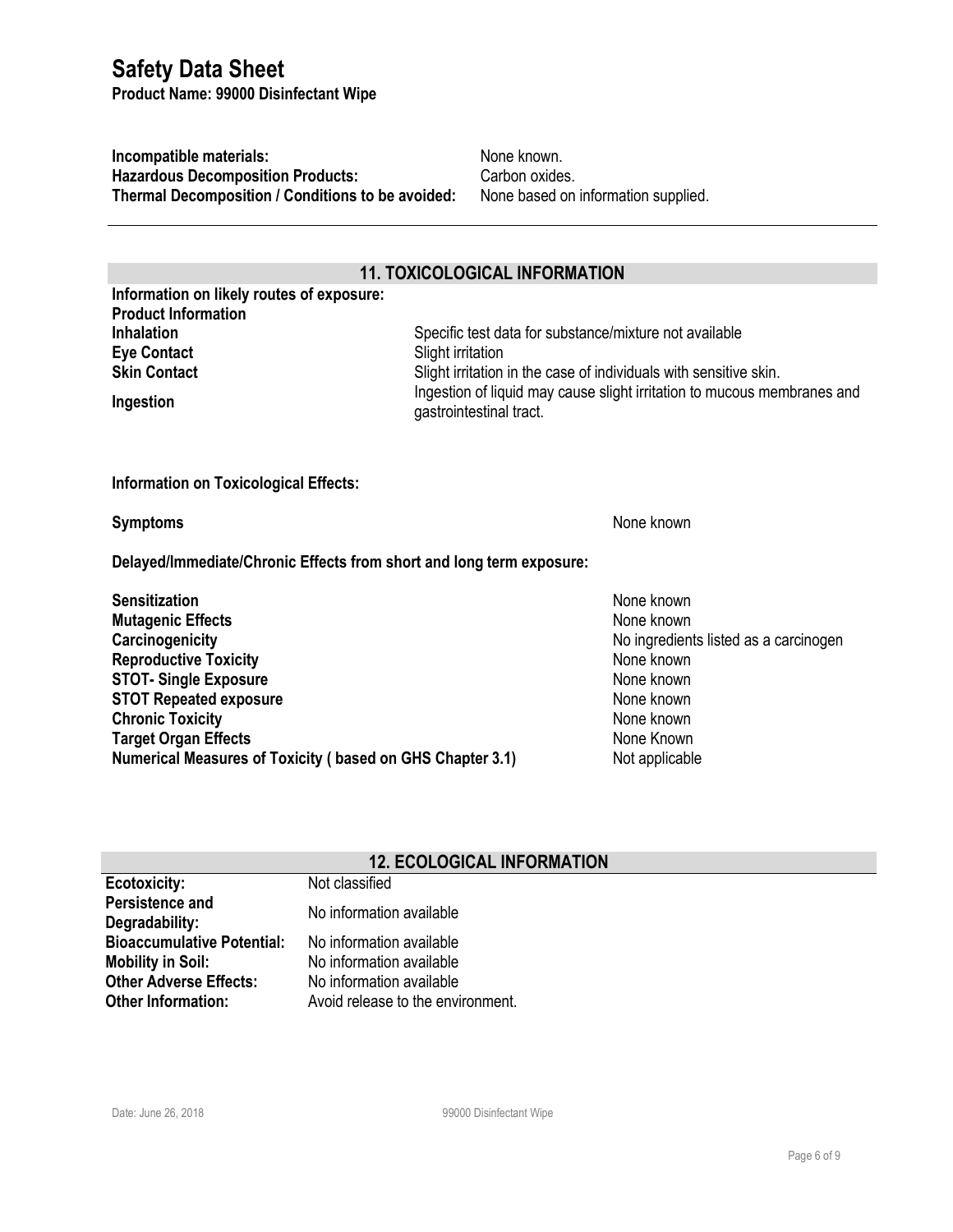| | |
|---|---|
| **Incompatible materials:** | None known. |
| **Hazardous Decomposition Products:** | Carbon oxides. |
| **Thermal Decomposition / Conditions to be avoided:** | None based on information supplied. |

## 11. TOXICOLOGICAL INFORMATION

**Information on likely routes of exposure:**

**Product Information**

| | |
|---|---|
| **Inhalation** | Specific test data for substance/mixture not available |
| **Eye Contact** | Slight irritation |
| **Skin Contact** | Slight irritation in the case of individuals with sensitive skin. |
| **Ingestion** | Ingestion of liquid may cause slight irritation to mucous membranes and gastrointestinal tract. |

**Information on Toxicological Effects:**

| | |
|---|---|
| **Symptoms** | None known |

**Delayed/Immediate/Chronic Effects from short and long term exposure:**

| | |
|---|---|
| **Sensitization** | None known |
| **Mutagenic Effects** | None known |
| **Carcinogenicity** | No ingredients listed as a carcinogen |
| **Reproductive Toxicity** | None known |
| **STOT- Single Exposure** | None known |
| **STOT Repeated exposure** | None known |
| **Chronic Toxicity** | None known |
| **Target Organ Effects** | None Known |
| **Numerical Measures of Toxicity ( based on GHS Chapter 3.1)** | Not applicable |

## 12. ECOLOGICAL INFORMATION

| | |
|---|---|
| **Ecotoxicity:** | Not classified |
| **Persistence and Degradability:** | No information available |
| **Bioaccumulative Potential:** | No information available |
| **Mobility in Soil:** | No information available |
| **Other Adverse Effects:** | No information available |
| **Other Information:** | Avoid release to the environment. |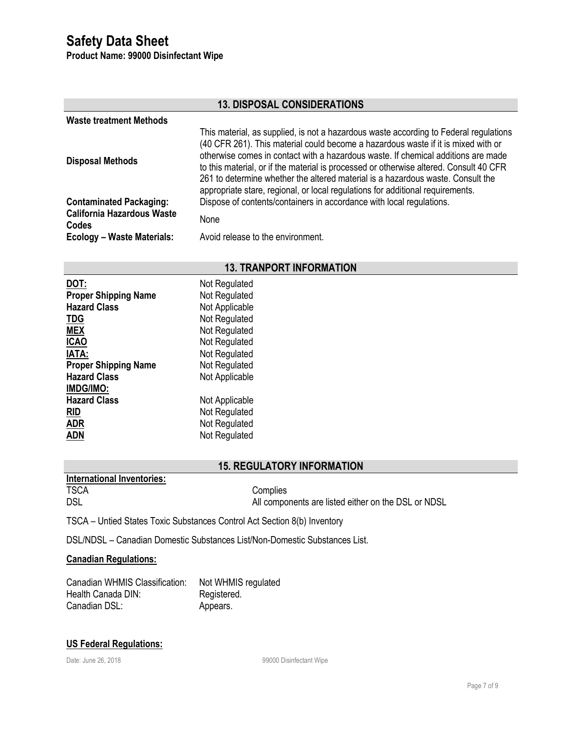## 13. DISPOSAL CONSIDERATIONS

**Waste treatment Methods**

| | |
|---|---|
| **Disposal Methods** | This material, as supplied, is not a hazardous waste according to Federal regulations (40 CFR 261). This material could become a hazardous waste if it is mixed with or otherwise comes in contact with a hazardous waste. If chemical additions are made to this material, or if the material is processed or otherwise altered. Consult 40 CFR 261 to determine whether the altered material is a hazardous waste. Consult the appropriate stare, regional, or local regulations for additional requirements. |
| **Contaminated Packaging:** | Dispose of contents/containers in accordance with local regulations. |
| **California Hazardous Waste Codes** | None |
| **Ecology – Waste Materials:** | Avoid release to the environment. |

## 13. TRANPORT INFORMATION

| | |
|---|---|
| **DOT:** | Not Regulated |
| **Proper Shipping Name** | Not Regulated |
| **Hazard Class** | Not Applicable |
| **TDG** | Not Regulated |
| **MEX** | Not Regulated |
| **ICAO** | Not Regulated |
| **IATA:** | Not Regulated |
| **Proper Shipping Name** | Not Regulated |
| **Hazard Class** | Not Applicable |
| **IMDG/IMO:** | |
| **Hazard Class** | Not Applicable |
| **RID** | Not Regulated |
| **ADR** | Not Regulated |
| **ADN** | Not Regulated |

## 15. REGULATORY INFORMATION

**International Inventories:**

| | |
|---|---|
| TSCA | Complies |
| DSL | All components are listed either on the DSL or NDSL |

TSCA – Untied States Toxic Substances Control Act Section 8(b) Inventory

DSL/NDSL – Canadian Domestic Substances List/Non-Domestic Substances List.

**Canadian Regulations:**

| | |
|---|---|
| Canadian WHMIS Classification: | Not WHMIS regulated |
| Health Canada DIN: | Registered. |
| Canadian DSL: | Appears. |

**US Federal Regulations:**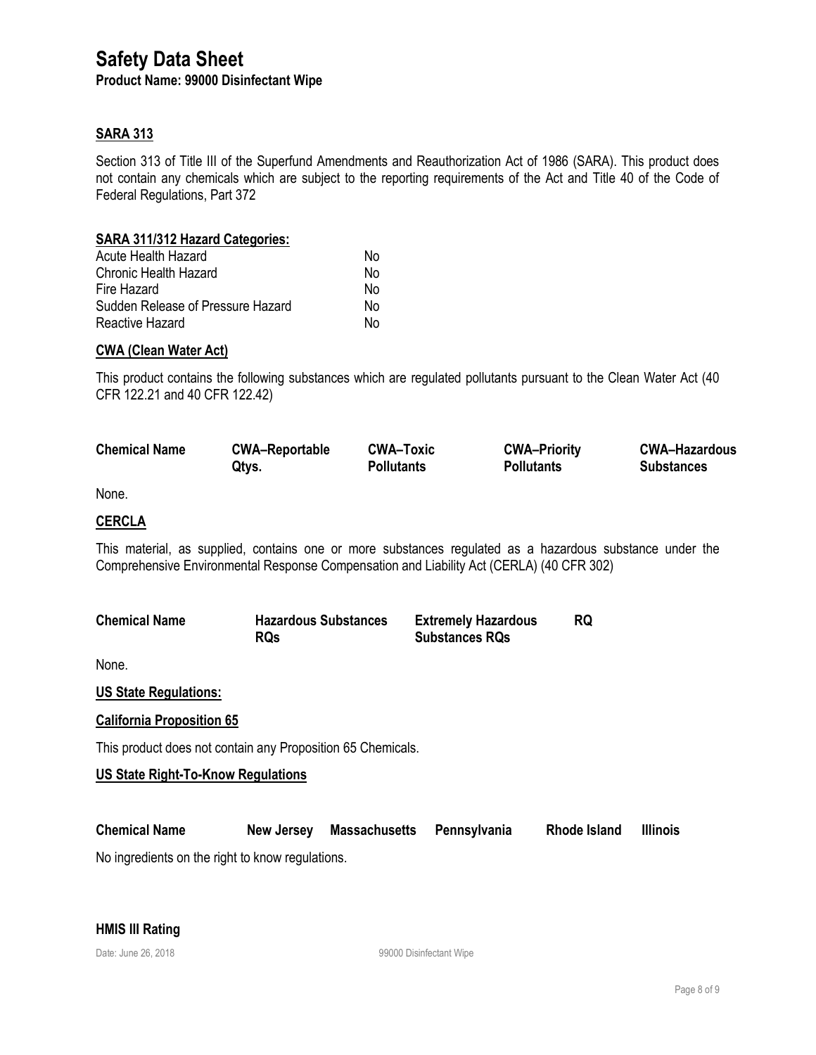# Safety Data Sheet

**Product Name: 99000 Disinfectant Wipe**

## SARA 313

Section 313 of Title III of the Superfund Amendments and Reauthorization Act of 1986 (SARA). This product does not contain any chemicals which are subject to the reporting requirements of the Act and Title 40 of the Code of Federal Regulations, Part 372

## SARA 311/312 Hazard Categories:

| | |
|---|---|
| Acute Health Hazard | No |
| Chronic Health Hazard | No |
| Fire Hazard | No |
| Sudden Release of Pressure Hazard | No |
| Reactive Hazard | No |

## CWA (Clean Water Act)

This product contains the following substances which are regulated pollutants pursuant to the Clean Water Act (40 CFR 122.21 and 40 CFR 122.42)

| Chemical Name | CWA–Reportable Qtys. | CWA–Toxic Pollutants | CWA–Priority Pollutants | CWA–Hazardous Substances |
|---|---|---|---|---|

None.

## CERCLA

This material, as supplied, contains one or more substances regulated as a hazardous substance under the Comprehensive Environmental Response Compensation and Liability Act (CERLA) (40 CFR 302)

| Chemical Name | Hazardous Substances RQs | Extremely Hazardous Substances RQs | RQ |
|---|---|---|---|

None.

## US State Regulations:

## California Proposition 65

This product does not contain any Proposition 65 Chemicals.

## US State Right-To-Know Regulations

| Chemical Name | New Jersey | Massachusetts | Pennsylvania | Rhode Island | Illinois |
|---|---|---|---|---|---|

No ingredients on the right to know regulations.

**HMIS III Rating**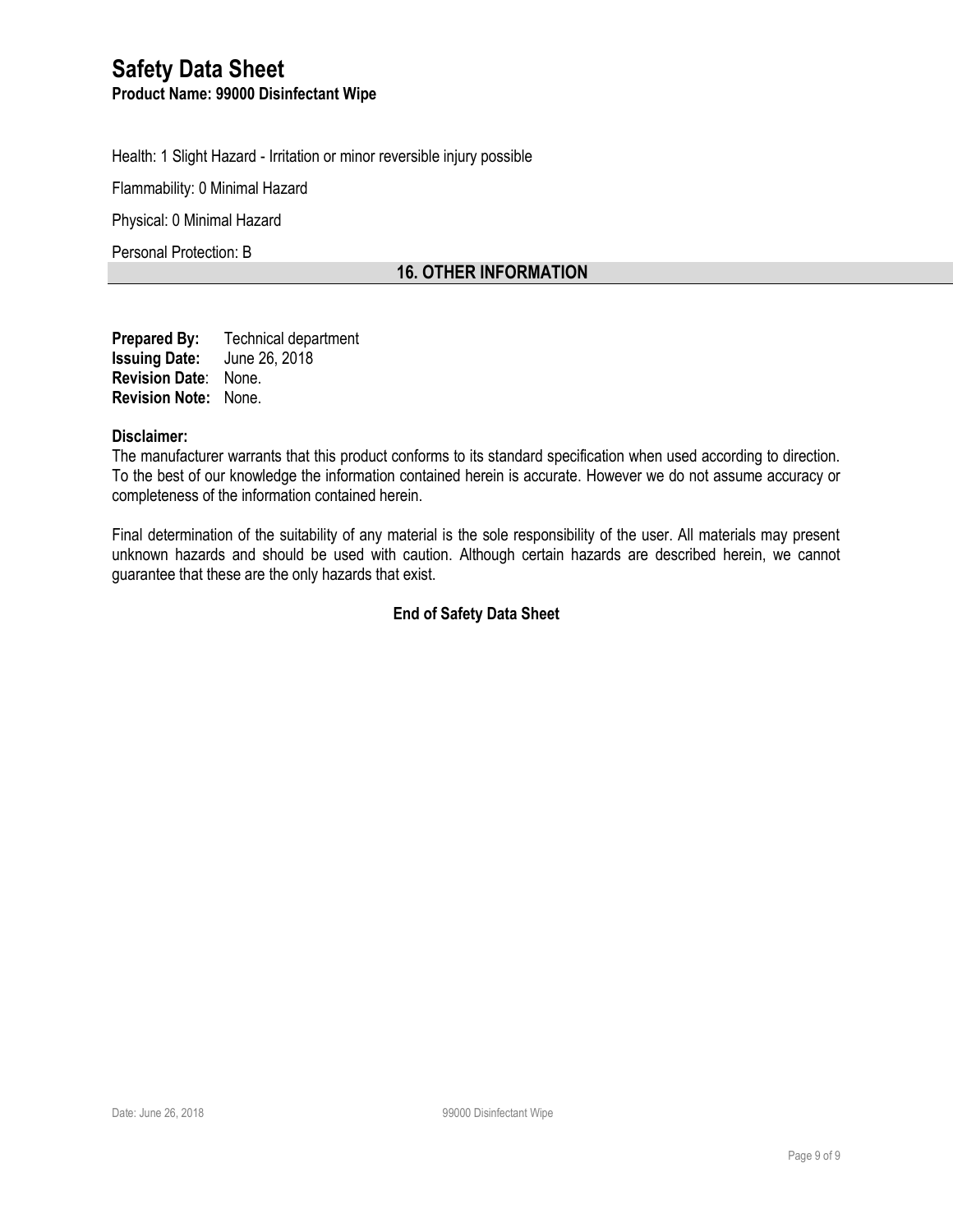Health: 1 Slight Hazard - Irritation or minor reversible injury possible

Flammability: 0 Minimal Hazard

Physical: 0 Minimal Hazard

Personal Protection: B

## 16. OTHER INFORMATION

**Prepared By:** Technical department
**Issuing Date:** June 26, 2018
**Revision Date**: None.
**Revision Note:** None.

**Disclaimer:**
The manufacturer warrants that this product conforms to its standard specification when used according to direction. To the best of our knowledge the information contained herein is accurate. However we do not assume accuracy or completeness of the information contained herein.

Final determination of the suitability of any material is the sole responsibility of the user. All materials may present unknown hazards and should be used with caution. Although certain hazards are described herein, we cannot guarantee that these are the only hazards that exist.

**End of Safety Data Sheet**